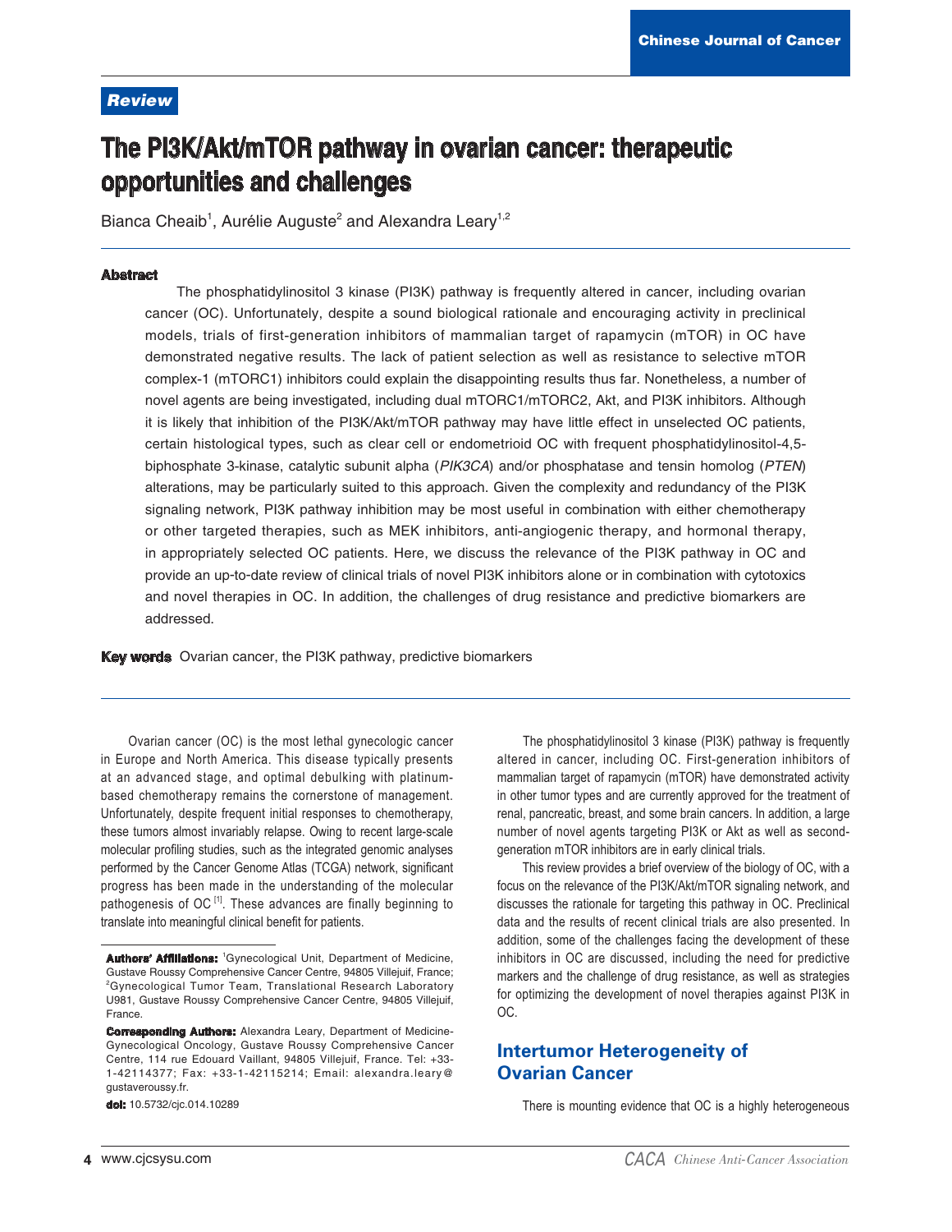Review

# The PI3K/Akt/mTOR pathway in ovarian cancer: therapeutic opportunities and challenges

Bianca Cheaib[1], Aurélie Auguste[2] and Alexandra Leary[1,2]

**Abstract**

The phosphatidylinositol 3 kinase (PI3K) pathway is frequently altered in cancer, including ovarian cancer (OC). Unfortunately, despite a sound biological rationale and encouraging activity in preclinical models, trials of first-generation inhibitors of mammalian target of rapamycin (mTOR) in OC have demonstrated negative results. The lack of patient selection as well as resistance to selective mTOR complex-1 (mTORC1) inhibitors could explain the disappointing results thus far. Nonetheless, a number of novel agents are being investigated, including dual mTORC1/mTORC2, Akt, and PI3K inhibitors. Although it is likely that inhibition of the PI3K/Akt/mTOR pathway may have little effect in unselected OC patients, certain histological types, such as clear cell or endometrioid OC with frequent phosphatidylinositol-4,5-biphosphate 3-kinase, catalytic subunit alpha (*PIK3CA*) and/or phosphatase and tensin homolog (*PTEN*) alterations, may be particularly suited to this approach. Given the complexity and redundancy of the PI3K signaling network, PI3K pathway inhibition may be most useful in combination with either chemotherapy or other targeted therapies, such as MEK inhibitors, anti-angiogenic therapy, and hormonal therapy, in appropriately selected OC patients. Here, we discuss the relevance of the PI3K pathway in OC and provide an up-to-date review of clinical trials of novel PI3K inhibitors alone or in combination with cytotoxics and novel therapies in OC. In addition, the challenges of drug resistance and predictive biomarkers are addressed.

**Key words** Ovarian cancer, the PI3K pathway, predictive biomarkers

Ovarian cancer (OC) is the most lethal gynecologic cancer in Europe and North America. This disease typically presents at an advanced stage, and optimal debulking with platinum-based chemotherapy remains the cornerstone of management. Unfortunately, despite frequent initial responses to chemotherapy, these tumors almost invariably relapse. Owing to recent large-scale molecular profiling studies, such as the integrated genomic analyses performed by the Cancer Genome Atlas (TCGA) network, significant progress has been made in the understanding of the molecular pathogenesis of OC [1]. These advances are finally beginning to translate into meaningful clinical benefit for patients.

**Authors' Affiliations:** [1]Gynecological Unit, Department of Medicine, Gustave Roussy Comprehensive Cancer Centre, 94805 Villejuif, France; [2]Gynecological Tumor Team, Translational Research Laboratory U981, Gustave Roussy Comprehensive Cancer Centre, 94805 Villejuif, France.

**Corresponding Authors:** Alexandra Leary, Department of Medicine-Gynecological Oncology, Gustave Roussy Comprehensive Cancer Centre, 114 rue Edouard Vaillant, 94805 Villejuif, France. Tel: +33-1-42114377; Fax: +33-1-42115214; Email: alexandra.leary@gustaveroussy.fr.

**doi:** 10.5732/cjc.014.10289

The phosphatidylinositol 3 kinase (PI3K) pathway is frequently altered in cancer, including OC. First-generation inhibitors of mammalian target of rapamycin (mTOR) have demonstrated activity in other tumor types and are currently approved for the treatment of renal, pancreatic, breast, and some brain cancers. In addition, a large number of novel agents targeting PI3K or Akt as well as second-generation mTOR inhibitors are in early clinical trials.

This review provides a brief overview of the biology of OC, with a focus on the relevance of the PI3K/Akt/mTOR signaling network, and discusses the rationale for targeting this pathway in OC. Preclinical data and the results of recent clinical trials are also presented. In addition, some of the challenges facing the development of these inhibitors in OC are discussed, including the need for predictive markers and the challenge of drug resistance, as well as strategies for optimizing the development of novel therapies against PI3K in OC.

## Intertumor Heterogeneity of Ovarian Cancer

There is mounting evidence that OC is a highly heterogeneous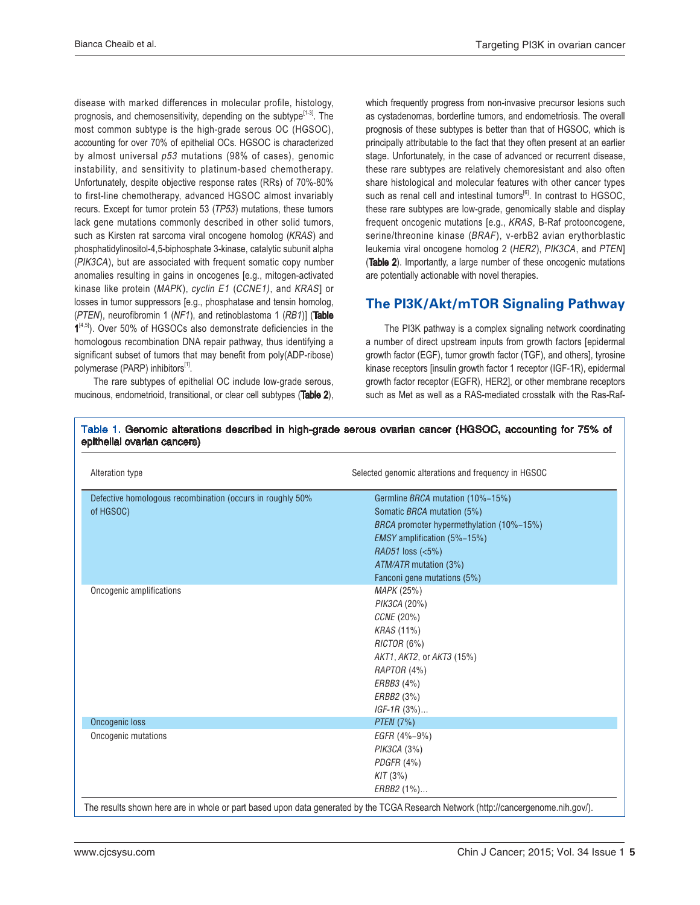disease with marked differences in molecular profile, histology, prognosis, and chemosensitivity, depending on the subtype[1-3]. The most common subtype is the high-grade serous OC (HGSOC), accounting for over 70% of epithelial OCs. HGSOC is characterized by almost universal *p53* mutations (98% of cases), genomic instability, and sensitivity to platinum-based chemotherapy. Unfortunately, despite objective response rates (RRs) of 70%-80% to first-line chemotherapy, advanced HGSOC almost invariably recurs. Except for tumor protein 53 (*TP53*) mutations, these tumors lack gene mutations commonly described in other solid tumors, such as Kirsten rat sarcoma viral oncogene homolog (*KRAS*) and phosphatidylinositol-4,5-biphosphate 3-kinase, catalytic subunit alpha (*PIK3CA*), but are associated with frequent somatic copy number anomalies resulting in gains in oncogenes [e.g., mitogen-activated kinase like protein (*MAPK*), *cyclin E1* (*CCNE1*), and *KRAS*] or losses in tumor suppressors [e.g., phosphatase and tensin homolog, (*PTEN*), neurofibromin 1 (*NF1*), and retinoblastoma 1 (*RB1*)] (**Table 1**[4,5]). Over 50% of HGSOCs also demonstrate deficiencies in the homologous recombination DNA repair pathway, thus identifying a significant subset of tumors that may benefit from poly(ADP-ribose) polymerase (PARP) inhibitors[1].

The rare subtypes of epithelial OC include low-grade serous, mucinous, endometrioid, transitional, or clear cell subtypes (**Table 2**), which frequently progress from non-invasive precursor lesions such as cystadenomas, borderline tumors, and endometriosis. The overall prognosis of these subtypes is better than that of HGSOC, which is principally attributable to the fact that they often present at an earlier stage. Unfortunately, in the case of advanced or recurrent disease, these rare subtypes are relatively chemoresistant and also often share histological and molecular features with other cancer types such as renal cell and intestinal tumors[6]. In contrast to HGSOC, these rare subtypes are low-grade, genomically stable and display frequent oncogenic mutations [e.g., *KRAS*, B-Raf protooncogene, serine/threonine kinase (*BRAF*), v-erbB2 avian erythorblastic leukemia viral oncogene homolog 2 (*HER2*), *PIK3CA*, and *PTEN*] (**Table 2**). Importantly, a large number of these oncogenic mutations are potentially actionable with novel therapies.

## The PI3K/Akt/mTOR Signaling Pathway

The PI3K pathway is a complex signaling network coordinating a number of direct upstream inputs from growth factors [epidermal growth factor (EGF), tumor growth factor (TGF), and others], tyrosine kinase receptors [insulin growth factor 1 receptor (IGF-1R), epidermal growth factor receptor (EGFR), HER2], or other membrane receptors such as Met as well as a RAS-mediated crosstalk with the Ras-Raf-

**Table 1. Genomic alterations described in high-grade serous ovarian cancer (HGSOC, accounting for 75% of epithelial ovarian cancers)**

| Alteration type | Selected genomic alterations and frequency in HGSOC |
|---|---|
| Defective homologous recombination (occurs in roughly 50% of HGSOC) | Germline *BRCA* mutation (10%–15%)<br>Somatic *BRCA* mutation (5%)<br>*BRCA* promoter hypermethylation (10%–15%)<br>*EMSY* amplification (5%–15%)<br>*RAD51* loss (<5%)<br>*ATM/ATR* mutation (3%)<br>Fanconi gene mutations (5%) |
| Oncogenic amplifications | *MAPK* (25%)<br>*PIK3CA* (20%)<br>*CCNE* (20%)<br>*KRAS* (11%)<br>*RICTOR* (6%)<br>*AKT1*, *AKT2*, or *AKT3* (15%)<br>*RAPTOR* (4%)<br>*ERBB3* (4%)<br>*ERBB2* (3%)<br>*IGF-1R* (3%)... |
| Oncogenic loss | *PTEN* (7%) |
| Oncogenic mutations | *EGFR* (4%–9%)<br>*PIK3CA* (3%)<br>*PDGFR* (4%)<br>*KIT* (3%)<br>*ERBB2* (1%)... |

The results shown here are in whole or part based upon data generated by the TCGA Research Network (http://cancergenome.nih.gov/).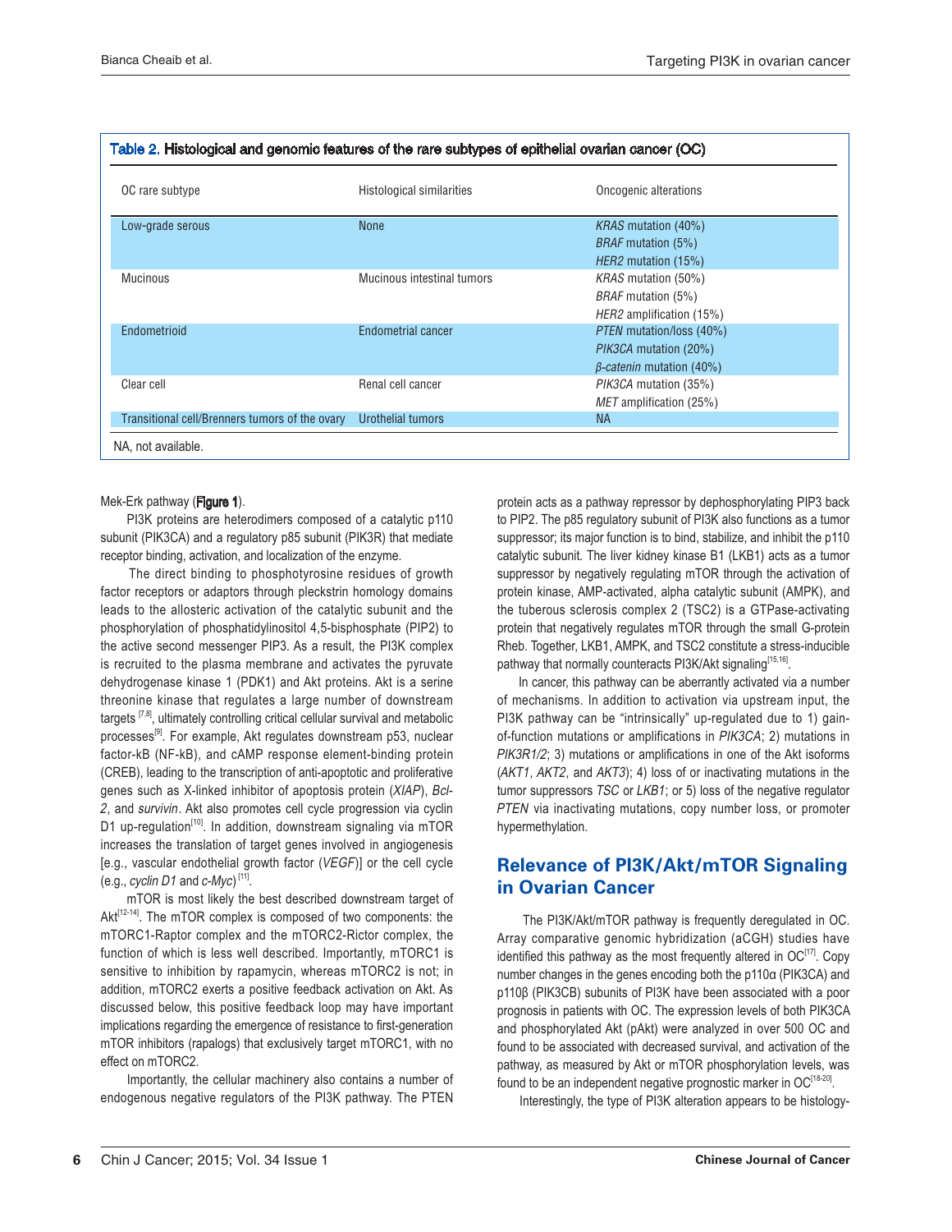Table 2. Histological and genomic features of the rare subtypes of epithelial ovarian cancer (OC)

| OC rare subtype | Histological similarities | Oncogenic alterations |
| --- | --- | --- |
| Low-grade serous | None | *KRAS* mutation (40%)<br>*BRAF* mutation (5%)<br>*HER2* mutation (15%) |
| Mucinous | Mucinous intestinal tumors | *KRAS* mutation (50%)<br>*BRAF* mutation (5%)<br>*HER2* amplification (15%) |
| Endometrioid | Endometrial cancer | *PTEN* mutation/loss (40%)<br>*PIK3CA* mutation (20%)<br>*β-catenin* mutation (40%) |
| Clear cell | Renal cell cancer | *PIK3CA* mutation (35%)<br>*MET* amplification (25%) |
| Transitional cell/Brenners tumors of the ovary | Urothelial tumors | NA |

NA, not available.

Mek-Erk pathway (**Figure 1**).

PI3K proteins are heterodimers composed of a catalytic p110 subunit (PIK3CA) and a regulatory p85 subunit (PIK3R) that mediate receptor binding, activation, and localization of the enzyme.

The direct binding to phosphotyrosine residues of growth factor receptors or adaptors through pleckstrin homology domains leads to the allosteric activation of the catalytic subunit and the phosphorylation of phosphatidylinositol 4,5-bisphosphate (PIP2) to the active second messenger PIP3. As a result, the PI3K complex is recruited to the plasma membrane and activates the pyruvate dehydrogenase kinase 1 (PDK1) and Akt proteins. Akt is a serine threonine kinase that regulates a large number of downstream targets [7,8], ultimately controlling critical cellular survival and metabolic processes[9]. For example, Akt regulates downstream p53, nuclear factor-kB (NF-kB), and cAMP response element-binding protein (CREB), leading to the transcription of anti-apoptotic and proliferative genes such as X-linked inhibitor of apoptosis protein (*XIAP*), *Bcl-2*, and *survivin*. Akt also promotes cell cycle progression via cyclin D1 up-regulation[10]. In addition, downstream signaling via mTOR increases the translation of target genes involved in angiogenesis [e.g., vascular endothelial growth factor (*VEGF*)] or the cell cycle (e.g., *cyclin D1* and *c-Myc*) [11].

mTOR is most likely the best described downstream target of Akt[12-14]. The mTOR complex is composed of two components: the mTORC1-Raptor complex and the mTORC2-Rictor complex, the function of which is less well described. Importantly, mTORC1 is sensitive to inhibition by rapamycin, whereas mTORC2 is not; in addition, mTORC2 exerts a positive feedback activation on Akt. As discussed below, this positive feedback loop may have important implications regarding the emergence of resistance to first-generation mTOR inhibitors (rapalogs) that exclusively target mTORC1, with no effect on mTORC2.

Importantly, the cellular machinery also contains a number of endogenous negative regulators of the PI3K pathway. The PTEN protein acts as a pathway repressor by dephosphorylating PIP3 back to PIP2. The p85 regulatory subunit of PI3K also functions as a tumor suppressor; its major function is to bind, stabilize, and inhibit the p110 catalytic subunit. The liver kidney kinase B1 (LKB1) acts as a tumor suppressor by negatively regulating mTOR through the activation of protein kinase, AMP-activated, alpha catalytic subunit (AMPK), and the tuberous sclerosis complex 2 (TSC2) is a GTPase-activating protein that negatively regulates mTOR through the small G-protein Rheb. Together, LKB1, AMPK, and TSC2 constitute a stress-inducible pathway that normally counteracts PI3K/Akt signaling[15,16].

In cancer, this pathway can be aberrantly activated via a number of mechanisms. In addition to activation via upstream input, the PI3K pathway can be "intrinsically" up-regulated due to 1) gain-of-function mutations or amplifications in *PIK3CA*; 2) mutations in *PIK3R1/2*; 3) mutations or amplifications in one of the Akt isoforms (*AKT1*, *AKT2*, and *AKT3*); 4) loss of or inactivating mutations in the tumor suppressors *TSC* or *LKB1*; or 5) loss of the negative regulator *PTEN* via inactivating mutations, copy number loss, or promoter hypermethylation.

## Relevance of PI3K/Akt/mTOR Signaling in Ovarian Cancer

The PI3K/Akt/mTOR pathway is frequently deregulated in OC. Array comparative genomic hybridization (aCGH) studies have identified this pathway as the most frequently altered in OC[17]. Copy number changes in the genes encoding both the p110α (PIK3CA) and p110β (PIK3CB) subunits of PI3K have been associated with a poor prognosis in patients with OC. The expression levels of both PIK3CA and phosphorylated Akt (pAkt) were analyzed in over 500 OC and found to be associated with decreased survival, and activation of the pathway, as measured by Akt or mTOR phosphorylation levels, was found to be an independent negative prognostic marker in OC[18-20].

Interestingly, the type of PI3K alteration appears to be histology-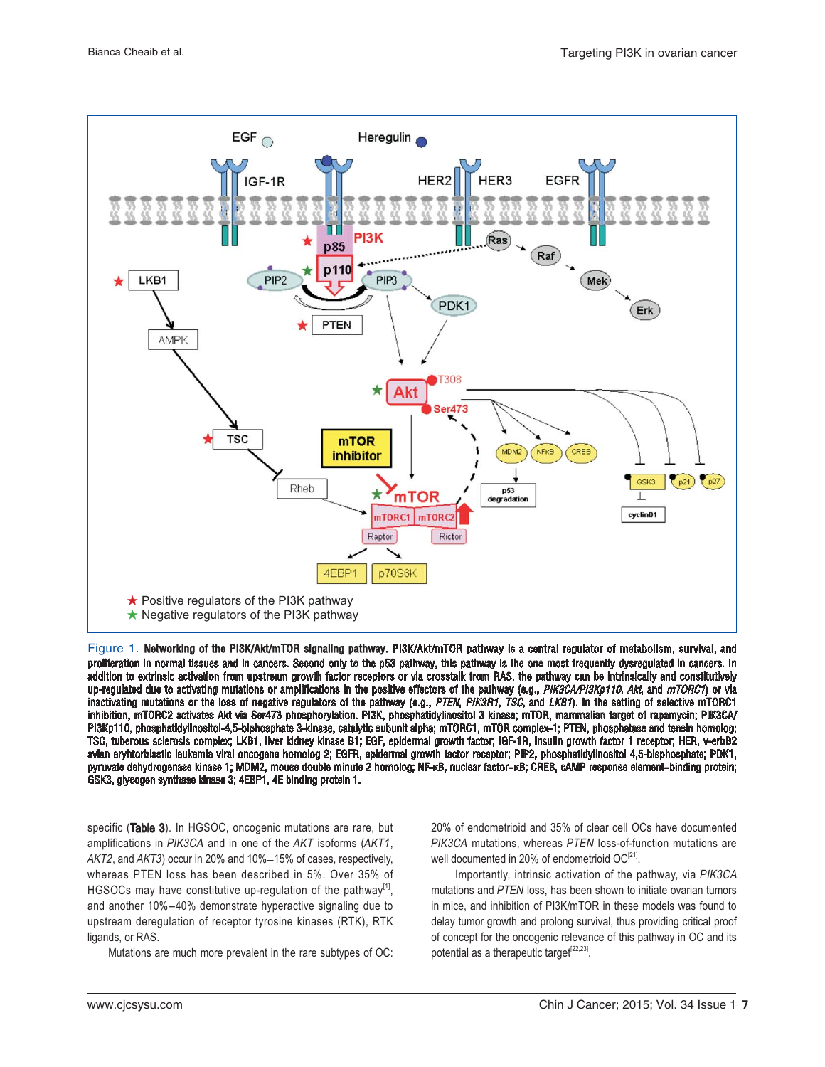Figure 1. **Networking of the PI3K/Akt/mTOR signaling pathway.** PI3K/Akt/mTOR pathway is a central regulator of metabolism, survival, and proliferation in normal tissues and in cancers. Second only to the p53 pathway, this pathway is the one most frequently dysregulated in cancers. In addition to extrinsic activation from upstream growth factor receptors or via crosstalk from RAS, the pathway can be intrinsically and constitutively up-regulated due to activating mutations or amplifications in the positive effectors of the pathway (e.g., *PIK3CA/PI3Kp110*, *Akt*, and *mTORC1*) or via inactivating mutations or the loss of negative regulators of the pathway (e.g., *PTEN*, *PIK3R1*, *TSC*, and *LKB1*). In the setting of selective mTORC1 inhibition, mTORC2 activates Akt via Ser473 phosphorylation. PI3K, phosphatidylinositol 3 kinase; mTOR, mammalian target of rapamycin; PIK3CA/PI3Kp110, phosphatidylinositol-4,5-bisphosphate 3-kinase, catalytic subunit alpha; mTORC1, mTOR complex-1; PTEN, phosphatase and tensin homolog; TSC, tuberous sclerosis complex; LKB1, liver kidney kinase B1; EGF, epidermal growth factor; IGF-1R, insulin growth factor 1 receptor; HER, v-erbB2 avian erythorblastic leukemia viral oncogene homolog 2; EGFR, epidermal growth factor receptor; PIP2, phosphatidylinositol 4,5-bisphosphate; PDK1, pyruvate dehydrogenase kinase 1; MDM2, mouse double minute 2 homolog; NF-κB, nuclear factor-κB; CREB, cAMP response element-binding protein; GSK3, glycogen synthase kinase 3; 4EBP1, 4E binding protein 1.

specific (**Table 3**). In HGSOC, oncogenic mutations are rare, but amplifications in *PIK3CA* and in one of the *AKT* isoforms (*AKT1*, *AKT2*, and *AKT3*) occur in 20% and 10%–15% of cases, respectively, whereas PTEN loss has been described in 5%. Over 35% of HGSOCs may have constitutive up-regulation of the pathway[1], and another 10%–40% demonstrate hyperactive signaling due to upstream deregulation of receptor tyrosine kinases (RTK), RTK ligands, or RAS.

Mutations are much more prevalent in the rare subtypes of OC: 20% of endometrioid and 35% of clear cell OCs have documented *PIK3CA* mutations, whereas *PTEN* loss-of-function mutations are well documented in 20% of endometrioid OC[21].

Importantly, intrinsic activation of the pathway, via *PIK3CA* mutations and *PTEN* loss, has been shown to initiate ovarian tumors in mice, and inhibition of PI3K/mTOR in these models was found to delay tumor growth and prolong survival, thus providing critical proof of concept for the oncogenic relevance of this pathway in OC and its potential as a therapeutic target[22,23].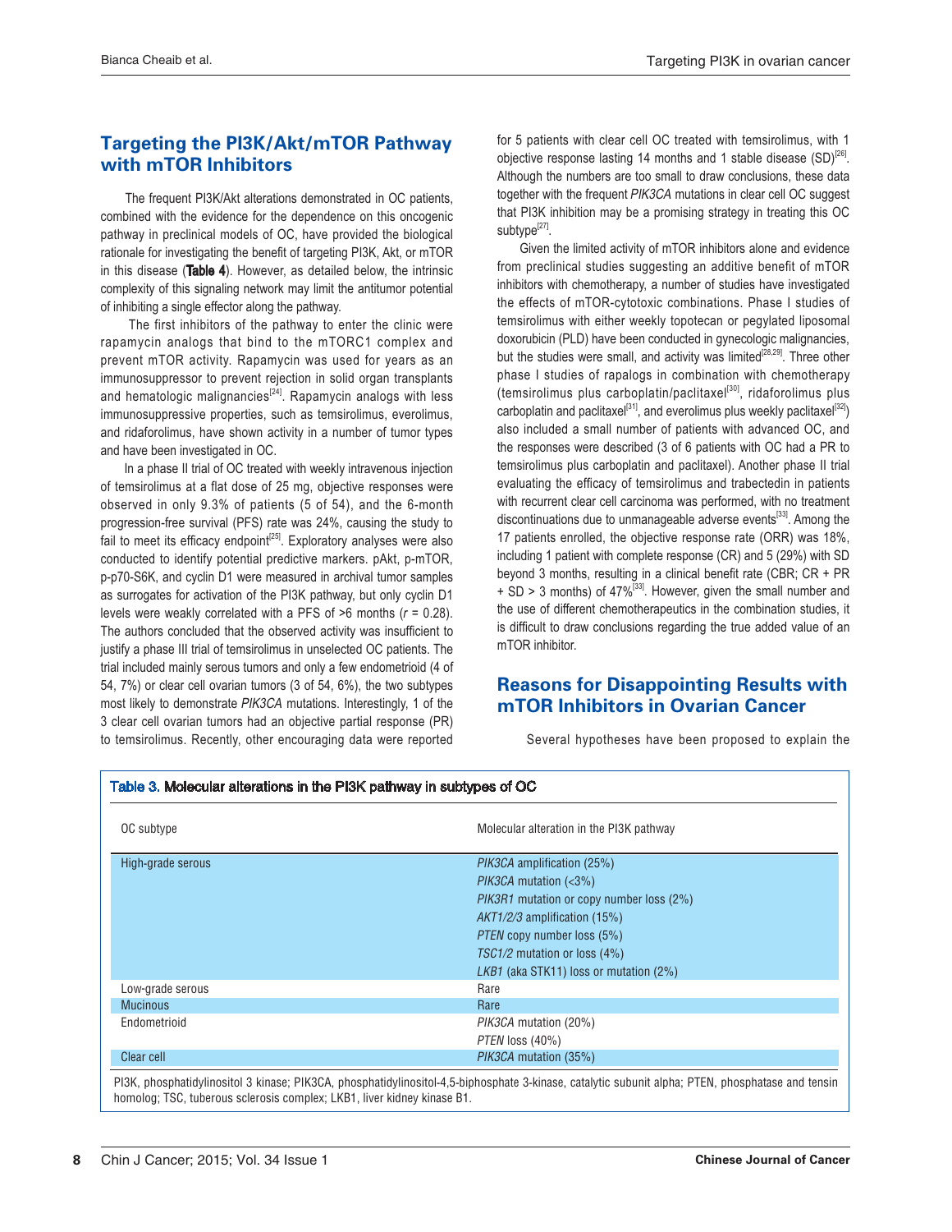## Targeting the PI3K/Akt/mTOR Pathway with mTOR Inhibitors

The frequent PI3K/Akt alterations demonstrated in OC patients, combined with the evidence for the dependence on this oncogenic pathway in preclinical models of OC, have provided the biological rationale for investigating the benefit of targeting PI3K, Akt, or mTOR in this disease (**Table 4**). However, as detailed below, the intrinsic complexity of this signaling network may limit the antitumor potential of inhibiting a single effector along the pathway.

The first inhibitors of the pathway to enter the clinic were rapamycin analogs that bind to the mTORC1 complex and prevent mTOR activity. Rapamycin was used for years as an immunosuppressor to prevent rejection in solid organ transplants and hematologic malignancies[24]. Rapamycin analogs with less immunosuppressive properties, such as temsirolimus, everolimus, and ridaforolimus, have shown activity in a number of tumor types and have been investigated in OC.

In a phase II trial of OC treated with weekly intravenous injection of temsirolimus at a flat dose of 25 mg, objective responses were observed in only 9.3% of patients (5 of 54), and the 6-month progression-free survival (PFS) rate was 24%, causing the study to fail to meet its efficacy endpoint[25]. Exploratory analyses were also conducted to identify potential predictive markers. pAkt, p-mTOR, p-p70-S6K, and cyclin D1 were measured in archival tumor samples as surrogates for activation of the PI3K pathway, but only cyclin D1 levels were weakly correlated with a PFS of >6 months ($r$ = 0.28). The authors concluded that the observed activity was insufficient to justify a phase III trial of temsirolimus in unselected OC patients. The trial included mainly serous tumors and only a few endometrioid (4 of 54, 7%) or clear cell ovarian tumors (3 of 54, 6%), the two subtypes most likely to demonstrate *PIK3CA* mutations. Interestingly, 1 of the 3 clear cell ovarian tumors had an objective partial response (PR) to temsirolimus. Recently, other encouraging data were reported for 5 patients with clear cell OC treated with temsirolimus, with 1 objective response lasting 14 months and 1 stable disease (SD)[26]. Although the numbers are too small to draw conclusions, these data together with the frequent *PIK3CA* mutations in clear cell OC suggest that PI3K inhibition may be a promising strategy in treating this OC subtype[27].

Given the limited activity of mTOR inhibitors alone and evidence from preclinical studies suggesting an additive benefit of mTOR inhibitors with chemotherapy, a number of studies have investigated the effects of mTOR-cytotoxic combinations. Phase I studies of temsirolimus with either weekly topotecan or pegylated liposomal doxorubicin (PLD) have been conducted in gynecologic malignancies, but the studies were small, and activity was limited[28,29]. Three other phase I studies of rapalogs in combination with chemotherapy (temsirolimus plus carboplatin/paclitaxel[30], ridaforolimus plus carboplatin and paclitaxel[31], and everolimus plus weekly paclitaxel[32]) also included a small number of patients with advanced OC, and the responses were described (3 of 6 patients with OC had a PR to temsirolimus plus carboplatin and paclitaxel). Another phase II trial evaluating the efficacy of temsirolimus and trabectedin in patients with recurrent clear cell carcinoma was performed, with no treatment discontinuations due to unmanageable adverse events[33]. Among the 17 patients enrolled, the objective response rate (ORR) was 18%, including 1 patient with complete response (CR) and 5 (29%) with SD beyond 3 months, resulting in a clinical benefit rate (CBR; CR + PR + SD > 3 months) of 47%[33]. However, given the small number and the use of different chemotherapeutics in the combination studies, it is difficult to draw conclusions regarding the true added value of an mTOR inhibitor.

## Reasons for Disappointing Results with mTOR Inhibitors in Ovarian Cancer

Several hypotheses have been proposed to explain the

**Table 3. Molecular alterations in the PI3K pathway in subtypes of OC**

| OC subtype | Molecular alteration in the PI3K pathway |
|---|---|
| High-grade serous | *PIK3CA* amplification (25%)<br>*PIK3CA* mutation (<3%)<br>*PIK3R1* mutation or copy number loss (2%)<br>*AKT1/2/3* amplification (15%)<br>*PTEN* copy number loss (5%)<br>*TSC1/2* mutation or loss (4%)<br>*LKB1* (aka STK11) loss or mutation (2%) |
| Low-grade serous | Rare |
| Mucinous | Rare |
| Endometrioid | *PIK3CA* mutation (20%)<br>*PTEN* loss (40%) |
| Clear cell | *PIK3CA* mutation (35%) |

PI3K, phosphatidylinositol 3 kinase; PIK3CA, phosphatidylinositol-4,5-biphosphate 3-kinase, catalytic subunit alpha; PTEN, phosphatase and tensin homolog; TSC, tuberous sclerosis complex; LKB1, liver kidney kinase B1.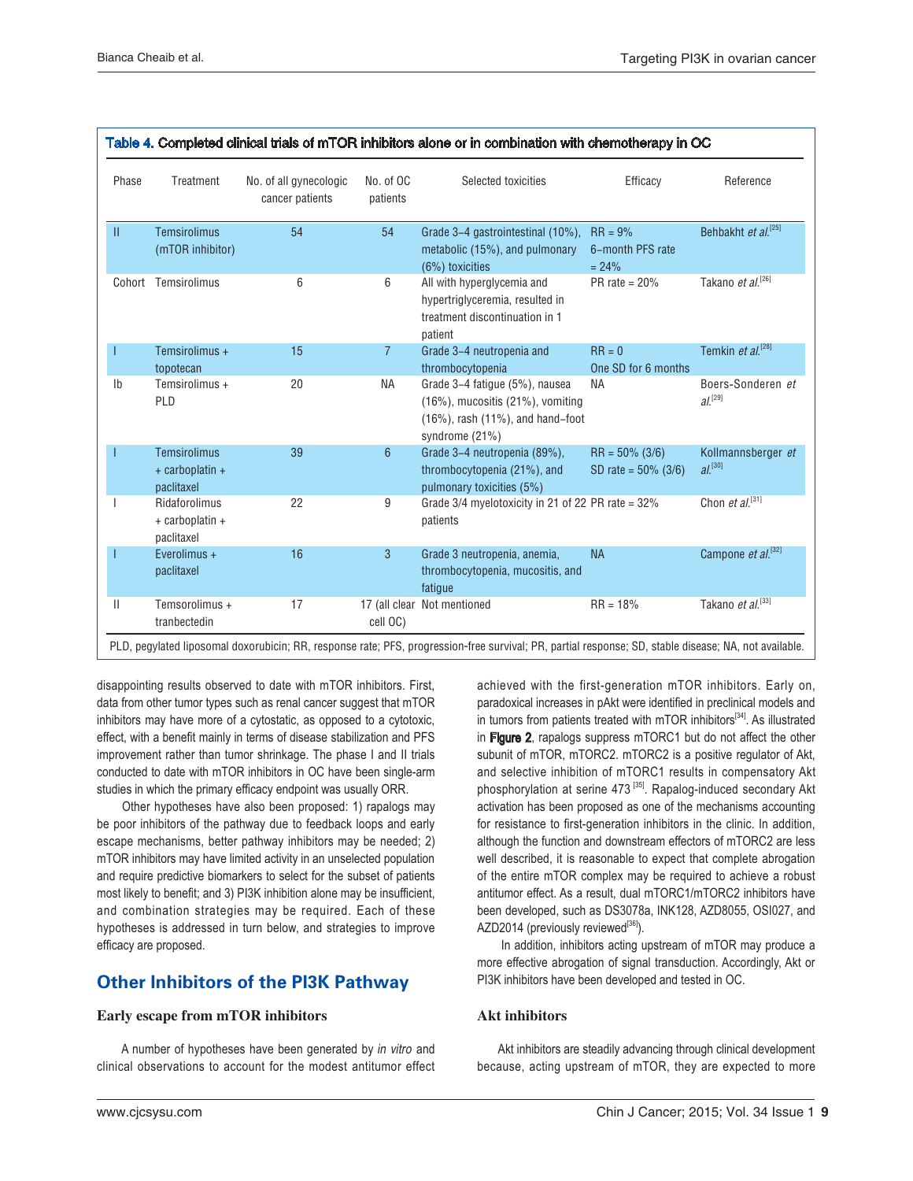Table 4. Completed clinical trials of mTOR inhibitors alone or in combination with chemotherapy in OC

| Phase | Treatment | No. of all gynecologic cancer patients | No. of OC patients | Selected toxicities | Efficacy | Reference |
|---|---|---|---|---|---|---|
| II | Temsirolimus (mTOR inhibitor) | 54 | 54 | Grade 3–4 gastrointestinal (10%), metabolic (15%), and pulmonary (6%) toxicities | RR = 9% 6-month PFS rate = 24% | Behbakht *et al.*[25] |
| Cohort | Temsirolimus | 6 | 6 | All with hyperglycemia and hypertriglyceremia, resulted in treatment discontinuation in 1 patient | PR rate = 20% | Takano *et al.*[26] |
| I | Temsirolimus + topotecan | 15 | 7 | Grade 3–4 neutropenia and thrombocytopenia | RR = 0 One SD for 6 months | Temkin *et al.*[28] |
| Ib | Temsirolimus + PLD | 20 | NA | Grade 3–4 fatigue (5%), nausea (16%), mucositis (21%), vomiting (16%), rash (11%), and hand–foot syndrome (21%) | NA | Boers-Sonderen *et al.*[29] |
| I | Temsirolimus + carboplatin + paclitaxel | 39 | 6 | Grade 3–4 neutropenia (89%), thrombocytopenia (21%), and pulmonary toxicities (5%) | RR = 50% (3/6) SD rate = 50% (3/6) | Kollmannsberger *et al.*[30] |
| I | Ridaforolimus + carboplatin + paclitaxel | 22 | 9 | Grade 3/4 myelotoxicity in 21 of 22 patients | PR rate = 32% | Chon *et al.*[31] |
| I | Everolimus + paclitaxel | 16 | 3 | Grade 3 neutropenia, anemia, thrombocytopenia, mucositis, and fatigue | NA | Campone *et al.*[32] |
| II | Temsorolimus + tranbectedin | 17 | 17 (all clear cell OC) | Not mentioned | RR = 18% | Takano *et al.*[33] |

PLD, pegylated liposomal doxorubicin; RR, response rate; PFS, progression-free survival; PR, partial response; SD, stable disease; NA, not available.

disappointing results observed to date with mTOR inhibitors. First, data from other tumor types such as renal cancer suggest that mTOR inhibitors may have more of a cytostatic, as opposed to a cytotoxic, effect, with a benefit mainly in terms of disease stabilization and PFS improvement rather than tumor shrinkage. The phase I and II trials conducted to date with mTOR inhibitors in OC have been single-arm studies in which the primary efficacy endpoint was usually ORR.

Other hypotheses have also been proposed: 1) rapalogs may be poor inhibitors of the pathway due to feedback loops and early escape mechanisms, better pathway inhibitors may be needed; 2) mTOR inhibitors may have limited activity in an unselected population and require predictive biomarkers to select for the subset of patients most likely to benefit; and 3) PI3K inhibition alone may be insufficient, and combination strategies may be required. Each of these hypotheses is addressed in turn below, and strategies to improve efficacy are proposed.

## Other Inhibitors of the PI3K Pathway

### Early escape from mTOR inhibitors

A number of hypotheses have been generated by *in vitro* and clinical observations to account for the modest antitumor effect achieved with the first-generation mTOR inhibitors. Early on, paradoxical increases in pAkt were identified in preclinical models and in tumors from patients treated with mTOR inhibitors[34]. As illustrated in **Figure 2**, rapalogs suppress mTORC1 but do not affect the other subunit of mTOR, mTORC2. mTORC2 is a positive regulator of Akt, and selective inhibition of mTORC1 results in compensatory Akt phosphorylation at serine 473 [35]. Rapalog-induced secondary Akt activation has been proposed as one of the mechanisms accounting for resistance to first-generation inhibitors in the clinic. In addition, although the function and downstream effectors of mTORC2 are less well described, it is reasonable to expect that complete abrogation of the entire mTOR complex may be required to achieve a robust antitumor effect. As a result, dual mTORC1/mTORC2 inhibitors have been developed, such as DS3078a, INK128, AZD8055, OSI027, and AZD2014 (previously reviewed[36]).

In addition, inhibitors acting upstream of mTOR may produce a more effective abrogation of signal transduction. Accordingly, Akt or PI3K inhibitors have been developed and tested in OC.

### Akt inhibitors

Akt inhibitors are steadily advancing through clinical development because, acting upstream of mTOR, they are expected to more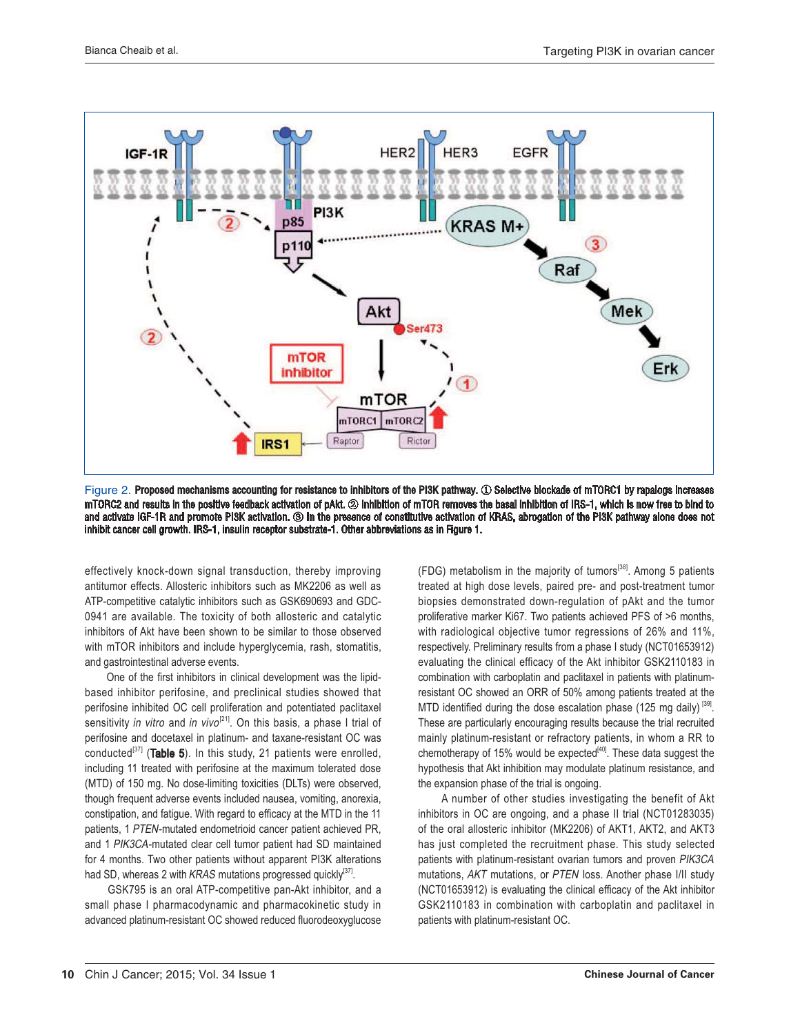Figure 2. **Proposed mechanisms accounting for resistance to inhibitors of the PI3K pathway.** ① Selective blockade of mTORC1 by rapalogs increases mTORC2 and results in the positive feedback activation of pAkt. ② Inhibition of mTOR removes the basal inhibition of IRS-1, which is now free to bind to and activate IGF-1R and promote PI3K activation. ③ In the presence of constitutive activation of KRAS, abrogation of the PI3K pathway alone does not inhibit cancer cell growth. IRS-1, insulin receptor substrate-1. Other abbreviations as in Figure 1.

effectively knock-down signal transduction, thereby improving antitumor effects. Allosteric inhibitors such as MK2206 as well as ATP-competitive catalytic inhibitors such as GSK690693 and GDC-0941 are available. The toxicity of both allosteric and catalytic inhibitors of Akt have been shown to be similar to those observed with mTOR inhibitors and include hyperglycemia, rash, stomatitis, and gastrointestinal adverse events.

One of the first inhibitors in clinical development was the lipid-based inhibitor perifosine, and preclinical studies showed that perifosine inhibited OC cell proliferation and potentiated paclitaxel sensitivity *in vitro* and *in vivo*[21]. On this basis, a phase I trial of perifosine and docetaxel in platinum- and taxane-resistant OC was conducted[37] (**Table 5**). In this study, 21 patients were enrolled, including 11 treated with perifosine at the maximum tolerated dose (MTD) of 150 mg. No dose-limiting toxicities (DLTs) were observed, though frequent adverse events included nausea, vomiting, anorexia, constipation, and fatigue. With regard to efficacy at the MTD in the 11 patients, 1 *PTEN*-mutated endometrioid cancer patient achieved PR, and 1 *PIK3CA*-mutated clear cell tumor patient had SD maintained for 4 months. Two other patients without apparent PI3K alterations had SD, whereas 2 with *KRAS* mutations progressed quickly[37].

GSK795 is an oral ATP-competitive pan-Akt inhibitor, and a small phase I pharmacodynamic and pharmacokinetic study in advanced platinum-resistant OC showed reduced fluorodeoxyglucose (FDG) metabolism in the majority of tumors[38]. Among 5 patients treated at high dose levels, paired pre- and post-treatment tumor biopsies demonstrated down-regulation of pAkt and the tumor proliferative marker Ki67. Two patients achieved PFS of >6 months, with radiological objective tumor regressions of 26% and 11%, respectively. Preliminary results from a phase I study (NCT01653912) evaluating the clinical efficacy of the Akt inhibitor GSK2110183 in combination with carboplatin and paclitaxel in patients with platinum-resistant OC showed an ORR of 50% among patients treated at the MTD identified during the dose escalation phase (125 mg daily)[39]. These are particularly encouraging results because the trial recruited mainly platinum-resistant or refractory patients, in whom a RR to chemotherapy of 15% would be expected[40]. These data suggest the hypothesis that Akt inhibition may modulate platinum resistance, and the expansion phase of the trial is ongoing.

A number of other studies investigating the benefit of Akt inhibitors in OC are ongoing, and a phase II trial (NCT01283035) of the oral allosteric inhibitor (MK2206) of AKT1, AKT2, and AKT3 has just completed the recruitment phase. This study selected patients with platinum-resistant ovarian tumors and proven *PIK3CA* mutations, *AKT* mutations, or *PTEN* loss. Another phase I/II study (NCT01653912) is evaluating the clinical efficacy of the Akt inhibitor GSK2110183 in combination with carboplatin and paclitaxel in patients with platinum-resistant OC.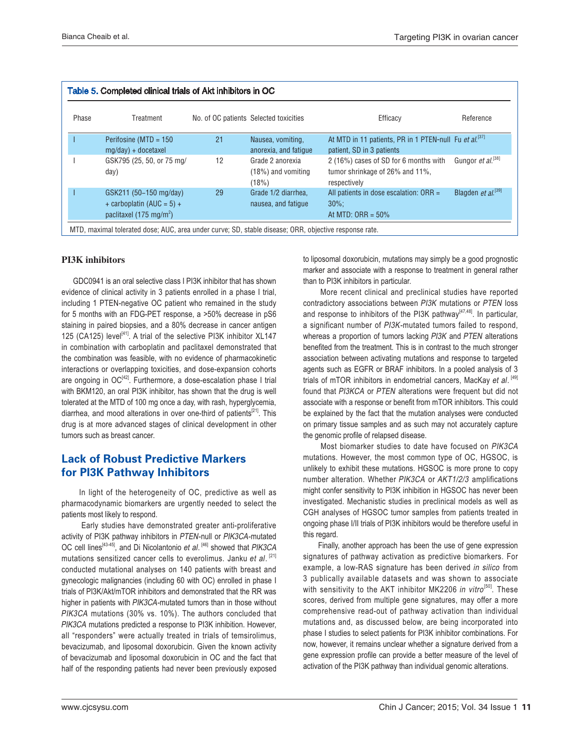**Table 5. Completed clinical trials of Akt inhibitors in OC**

| Phase | Treatment | No. of OC patients | Selected toxicities | Efficacy | Reference |
|---|---|---|---|---|---|
| I | Perifosine (MTD = 150 mg/day) + docetaxel | 21 | Nausea, vomiting, anorexia, and fatigue | At MTD in 11 patients, PR in 1 PTEN-null patient, SD in 3 patients | Fu *et al.*[37] |
| I | GSK795 (25, 50, or 75 mg/day) | 12 | Grade 2 anorexia (18%) and vomiting (18%) | 2 (16%) cases of SD for 6 months with tumor shrinkage of 26% and 11%, respectively | Gungor *et al.*[38] |
| I | GSK211 (50–150 mg/day) + carboplatin (AUC = 5) + paclitaxel (175 mg/m$^2$) | 29 | Grade 1/2 diarrhea, nausea, and fatigue | All patients in dose escalation: ORR = 30%; At MTD: ORR = 50% | Blagden *et al.*[39] |

MTD, maximal tolerated dose; AUC, area under curve; SD, stable disease; ORR, objective response rate.

### PI3K inhibitors

GDC0941 is an oral selective class I PI3K inhibitor that has shown evidence of clinical activity in 3 patients enrolled in a phase I trial, including 1 PTEN-negative OC patient who remained in the study for 5 months with an FDG-PET response, a >50% decrease in pS6 staining in paired biopsies, and a 80% decrease in cancer antigen 125 (CA125) level[41]. A trial of the selective PI3K inhibitor XL147 in combination with carboplatin and paclitaxel demonstrated that the combination was feasible, with no evidence of pharmacokinetic interactions or overlapping toxicities, and dose-expansion cohorts are ongoing in OC[42]. Furthermore, a dose-escalation phase I trial with BKM120, an oral PI3K inhibitor, has shown that the drug is well tolerated at the MTD of 100 mg once a day, with rash, hyperglycemia, diarrhea, and mood alterations in over one-third of patients[21]. This drug is at more advanced stages of clinical development in other tumors such as breast cancer.

## Lack of Robust Predictive Markers for PI3K Pathway Inhibitors

In light of the heterogeneity of OC, predictive as well as pharmacodynamic biomarkers are urgently needed to select the patients most likely to respond.

Early studies have demonstrated greater anti-proliferative activity of PI3K pathway inhibitors in *PTEN*-null or *PIK3CA*-mutated OC cell lines[43-45], and Di Nicolantonio *et al.*[46] showed that *PIK3CA* mutations sensitized cancer cells to everolimus. Janku *et al.*[21] conducted mutational analyses on 140 patients with breast and gynecologic malignancies (including 60 with OC) enrolled in phase I trials of PI3K/Akt/mTOR inhibitors and demonstrated that the RR was higher in patients with *PIK3CA*-mutated tumors than in those without *PIK3CA* mutations (30% vs. 10%). The authors concluded that *PIK3CA* mutations predicted a response to PI3K inhibition. However, all "responders" were actually treated in trials of temsirolimus, bevacizumab, and liposomal doxorubicin. Given the known activity of bevacizumab and liposomal doxorubicin in OC and the fact that half of the responding patients had never been previously exposed to liposomal doxorubicin, mutations may simply be a good prognostic marker and associate with a response to treatment in general rather than to PI3K inhibitors in particular.

More recent clinical and preclinical studies have reported contradictory associations between *PI3K* mutations or *PTEN* loss and response to inhibitors of the PI3K pathway[47,48]. In particular, a significant number of *PI3K*-mutated tumors failed to respond, whereas a proportion of tumors lacking *PI3K* and *PTEN* alterations benefited from the treatment. This is in contrast to the much stronger association between activating mutations and response to targeted agents such as EGFR or BRAF inhibitors. In a pooled analysis of 3 trials of mTOR inhibitors in endometrial cancers, MacKay *et al.*[49] found that *PI3KCA* or *PTEN* alterations were frequent but did not associate with a response or benefit from mTOR inhibitors. This could be explained by the fact that the mutation analyses were conducted on primary tissue samples and as such may not accurately capture the genomic profile of relapsed disease.

Most biomarker studies to date have focused on *PIK3CA* mutations. However, the most common type of OC, HGSOC, is unlikely to exhibit these mutations. HGSOC is more prone to copy number alteration. Whether *PIK3CA* or *AKT1/2/3* amplifications might confer sensitivity to PI3K inhibition in HGSOC has never been investigated. Mechanistic studies in preclinical models as well as CGH analyses of HGSOC tumor samples from patients treated in ongoing phase I/II trials of PI3K inhibitors would be therefore useful in this regard.

Finally, another approach has been the use of gene expression signatures of pathway activation as predictive biomarkers. For example, a low-RAS signature has been derived *in silico* from 3 publically available datasets and was shown to associate with sensitivity to the AKT inhibitor MK2206 *in vitro*[50]. These scores, derived from multiple gene signatures, may offer a more comprehensive read-out of pathway activation than individual mutations and, as discussed below, are being incorporated into phase I studies to select patients for PI3K inhibitor combinations. For now, however, it remains unclear whether a signature derived from a gene expression profile can provide a better measure of the level of activation of the PI3K pathway than individual genomic alterations.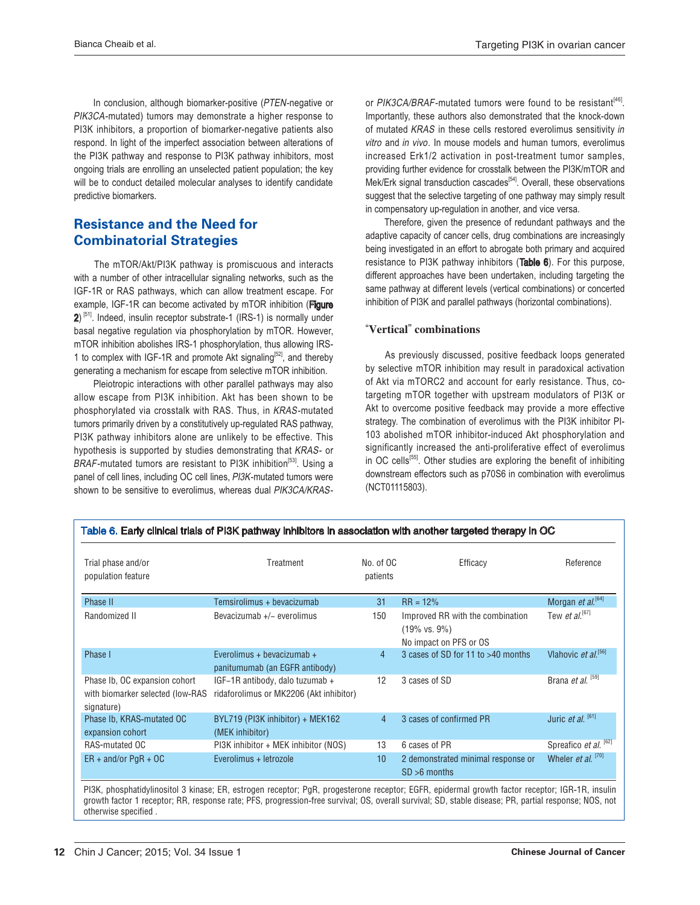In conclusion, although biomarker-positive (*PTEN*-negative or *PIK3CA*-mutated) tumors may demonstrate a higher response to PI3K inhibitors, a proportion of biomarker-negative patients also respond. In light of the imperfect association between alterations of the PI3K pathway and response to PI3K pathway inhibitors, most ongoing trials are enrolling an unselected patient population; the key will be to conduct detailed molecular analyses to identify candidate predictive biomarkers.

## Resistance and the Need for Combinatorial Strategies

The mTOR/Akt/PI3K pathway is promiscuous and interacts with a number of other intracellular signaling networks, such as the IGF-1R or RAS pathways, which can allow treatment escape. For example, IGF-1R can become activated by mTOR inhibition (**Figure 2**)[51]. Indeed, insulin receptor substrate-1 (IRS-1) is normally under basal negative regulation via phosphorylation by mTOR. However, mTOR inhibition abolishes IRS-1 phosphorylation, thus allowing IRS-1 to complex with IGF-1R and promote Akt signaling[52], and thereby generating a mechanism for escape from selective mTOR inhibition.

Pleiotropic interactions with other parallel pathways may also allow escape from PI3K inhibition. Akt has been shown to be phosphorylated via crosstalk with RAS. Thus, in *KRAS*-mutated tumors primarily driven by a constitutively up-regulated RAS pathway, PI3K pathway inhibitors alone are unlikely to be effective. This hypothesis is supported by studies demonstrating that *KRAS*- or *BRAF*-mutated tumors are resistant to PI3K inhibition[53]. Using a panel of cell lines, including OC cell lines, *PI3K*-mutated tumors were shown to be sensitive to everolimus, whereas dual *PIK3CA/KRAS*- or *PIK3CA/BRAF*-mutated tumors were found to be resistant[46]. Importantly, these authors also demonstrated that the knock-down of mutated *KRAS* in these cells restored everolimus sensitivity *in vitro* and *in vivo*. In mouse models and human tumors, everolimus increased Erk1/2 activation in post-treatment tumor samples, providing further evidence for crosstalk between the PI3K/mTOR and Mek/Erk signal transduction cascades[54]. Overall, these observations suggest that the selective targeting of one pathway may simply result in compensatory up-regulation in another, and vice versa.

Therefore, given the presence of redundant pathways and the adaptive capacity of cancer cells, drug combinations are increasingly being investigated in an effort to abrogate both primary and acquired resistance to PI3K pathway inhibitors (**Table 6**). For this purpose, different approaches have been undertaken, including targeting the same pathway at different levels (vertical combinations) or concerted inhibition of PI3K and parallel pathways (horizontal combinations).

### "Vertical" combinations

As previously discussed, positive feedback loops generated by selective mTOR inhibition may result in paradoxical activation of Akt via mTORC2 and account for early resistance. Thus, co-targeting mTOR together with upstream modulators of PI3K or Akt to overcome positive feedback may provide a more effective strategy. The combination of everolimus with the PI3K inhibitor PI-103 abolished mTOR inhibitor-induced Akt phosphorylation and significantly increased the anti-proliferative effect of everolimus in OC cells[55]. Other studies are exploring the benefit of inhibiting downstream effectors such as p70S6 in combination with everolimus (NCT01115803).

**Table 6. Early clinical trials of PI3K pathway inhibitors in association with another targeted therapy in OC**

| Trial phase and/or population feature | Treatment | No. of OC patients | Efficacy | Reference |
|---|---|---|---|---|
| Phase II | Temsirolimus + bevacizumab | 31 | RR = 12% | Morgan *et al.*[64] |
| Randomized II | Bevacizumab +/− everolimus | 150 | Improved RR with the combination (19% vs. 9%) No impact on PFS or OS | Tew *et al.*[67] |
| Phase I | Everolimus + bevacizumab + panitumumab (an EGFR antibody) | 4 | 3 cases of SD for 11 to >40 months | Vlahovic *et al.*[56] |
| Phase Ib, OC expansion cohort with biomarker selected (low-RAS signature) | IGF−1R antibody, dalo tuzumab + ridaforolimus or MK2206 (Akt inhibitor) | 12 | 3 cases of SD | Brana *et al.* [59] |
| Phase Ib, KRAS-mutated OC expansion cohort | BYL719 (PI3K inhibitor) + MEK162 (MEK inhibitor) | 4 | 3 cases of confirmed PR | Juric *et al.* [61] |
| RAS-mutated OC | PI3K inhibitor + MEK inhibitor (NOS) | 13 | 6 cases of PR | Spreafico *et al.* [62] |
| ER + and/or PgR + OC | Everolimus + letrozole | 10 | 2 demonstrated minimal response or SD >6 months | Wheler *et al.* [70] |

PI3K, phosphatidylinositol 3 kinase; ER, estrogen receptor; PgR, progesterone receptor; EGFR, epidermal growth factor receptor; IGR-1R, insulin growth factor 1 receptor; RR, response rate; PFS, progression-free survival; OS, overall survival; SD, stable disease; PR, partial response; NOS, not otherwise specified .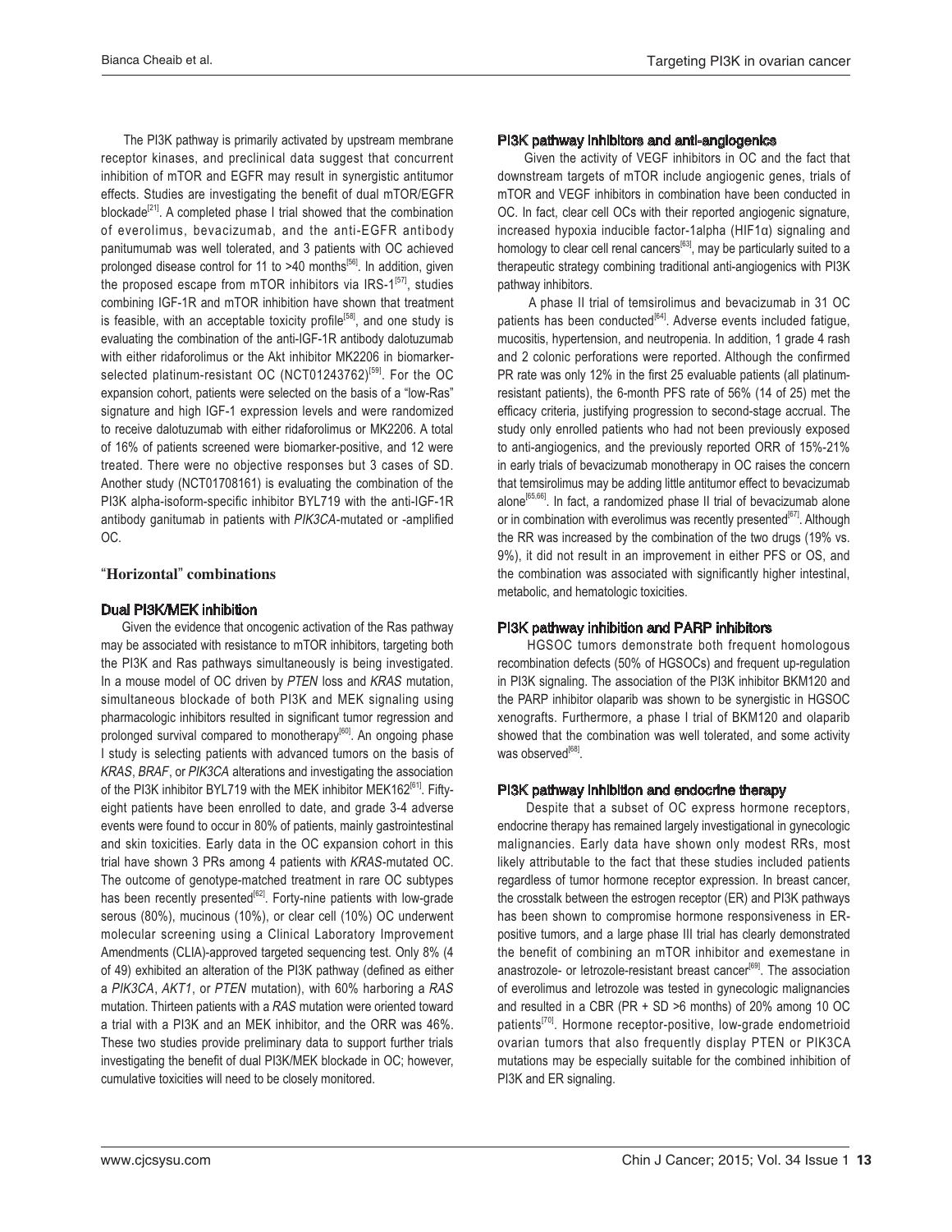The PI3K pathway is primarily activated by upstream membrane receptor kinases, and preclinical data suggest that concurrent inhibition of mTOR and EGFR may result in synergistic antitumor effects. Studies are investigating the benefit of dual mTOR/EGFR blockade[21]. A completed phase I trial showed that the combination of everolimus, bevacizumab, and the anti-EGFR antibody panitumumab was well tolerated, and 3 patients with OC achieved prolonged disease control for 11 to >40 months[56]. In addition, given the proposed escape from mTOR inhibitors via IRS-1[57], studies combining IGF-1R and mTOR inhibition have shown that treatment is feasible, with an acceptable toxicity profile[58], and one study is evaluating the combination of the anti-IGF-1R antibody dalotuzumab with either ridaforolimus or the Akt inhibitor MK2206 in biomarker-selected platinum-resistant OC (NCT01243762)[59]. For the OC expansion cohort, patients were selected on the basis of a "low-Ras" signature and high IGF-1 expression levels and were randomized to receive dalotuzumab with either ridaforolimus or MK2206. A total of 16% of patients screened were biomarker-positive, and 12 were treated. There were no objective responses but 3 cases of SD. Another study (NCT01708161) is evaluating the combination of the PI3K alpha-isoform-specific inhibitor BYL719 with the anti-IGF-1R antibody ganitumab in patients with *PIK3CA*-mutated or -amplified OC.

## "Horizontal" combinations

### Dual PI3K/MEK inhibition

Given the evidence that oncogenic activation of the Ras pathway may be associated with resistance to mTOR inhibitors, targeting both the PI3K and Ras pathways simultaneously is being investigated. In a mouse model of OC driven by *PTEN* loss and *KRAS* mutation, simultaneous blockade of both PI3K and MEK signaling using pharmacologic inhibitors resulted in significant tumor regression and prolonged survival compared to monotherapy[60]. An ongoing phase I study is selecting patients with advanced tumors on the basis of *KRAS*, *BRAF*, or *PIK3CA* alterations and investigating the association of the PI3K inhibitor BYL719 with the MEK inhibitor MEK162[61]. Fifty-eight patients have been enrolled to date, and grade 3-4 adverse events were found to occur in 80% of patients, mainly gastrointestinal and skin toxicities. Early data in the OC expansion cohort in this trial have shown 3 PRs among 4 patients with *KRAS*-mutated OC. The outcome of genotype-matched treatment in rare OC subtypes has been recently presented[62]. Forty-nine patients with low-grade serous (80%), mucinous (10%), or clear cell (10%) OC underwent molecular screening using a Clinical Laboratory Improvement Amendments (CLIA)-approved targeted sequencing test. Only 8% (4 of 49) exhibited an alteration of the PI3K pathway (defined as either a *PIK3CA*, *AKT1*, or *PTEN* mutation), with 60% harboring a *RAS* mutation. Thirteen patients with a *RAS* mutation were oriented toward a trial with a PI3K and an MEK inhibitor, and the ORR was 46%. These two studies provide preliminary data to support further trials investigating the benefit of dual PI3K/MEK blockade in OC; however, cumulative toxicities will need to be closely monitored.

### PI3K pathway inhibitors and anti-angiogenics

Given the activity of VEGF inhibitors in OC and the fact that downstream targets of mTOR include angiogenic genes, trials of mTOR and VEGF inhibitors in combination have been conducted in OC. In fact, clear cell OCs with their reported angiogenic signature, increased hypoxia inducible factor-1alpha (HIF1α) signaling and homology to clear cell renal cancers[63], may be particularly suited to a therapeutic strategy combining traditional anti-angiogenics with PI3K pathway inhibitors.

A phase II trial of temsirolimus and bevacizumab in 31 OC patients has been conducted[64]. Adverse events included fatigue, mucositis, hypertension, and neutropenia. In addition, 1 grade 4 rash and 2 colonic perforations were reported. Although the confirmed PR rate was only 12% in the first 25 evaluable patients (all platinum-resistant patients), the 6-month PFS rate of 56% (14 of 25) met the efficacy criteria, justifying progression to second-stage accrual. The study only enrolled patients who had not been previously exposed to anti-angiogenics, and the previously reported ORR of 15%-21% in early trials of bevacizumab monotherapy in OC raises the concern that temsirolimus may be adding little antitumor effect to bevacizumab alone[65,66]. In fact, a randomized phase II trial of bevacizumab alone or in combination with everolimus was recently presented[67]. Although the RR was increased by the combination of the two drugs (19% vs. 9%), it did not result in an improvement in either PFS or OS, and the combination was associated with significantly higher intestinal, metabolic, and hematologic toxicities.

### PI3K pathway inhibition and PARP inhibitors

HGSOC tumors demonstrate both frequent homologous recombination defects (50% of HGSOCs) and frequent up-regulation in PI3K signaling. The association of the PI3K inhibitor BKM120 and the PARP inhibitor olaparib was shown to be synergistic in HGSOC xenografts. Furthermore, a phase I trial of BKM120 and olaparib showed that the combination was well tolerated, and some activity was observed[68].

### PI3K pathway inhibition and endocrine therapy

Despite that a subset of OC express hormone receptors, endocrine therapy has remained largely investigational in gynecologic malignancies. Early data have shown only modest RRs, most likely attributable to the fact that these studies included patients regardless of tumor hormone receptor expression. In breast cancer, the crosstalk between the estrogen receptor (ER) and PI3K pathways has been shown to compromise hormone responsiveness in ER-positive tumors, and a large phase III trial has clearly demonstrated the benefit of combining an mTOR inhibitor and exemestane in anastrozole- or letrozole-resistant breast cancer[69]. The association of everolimus and letrozole was tested in gynecologic malignancies and resulted in a CBR (PR + SD >6 months) of 20% among 10 OC patients[70]. Hormone receptor-positive, low-grade endometrioid ovarian tumors that also frequently display PTEN or PIK3CA mutations may be especially suitable for the combined inhibition of PI3K and ER signaling.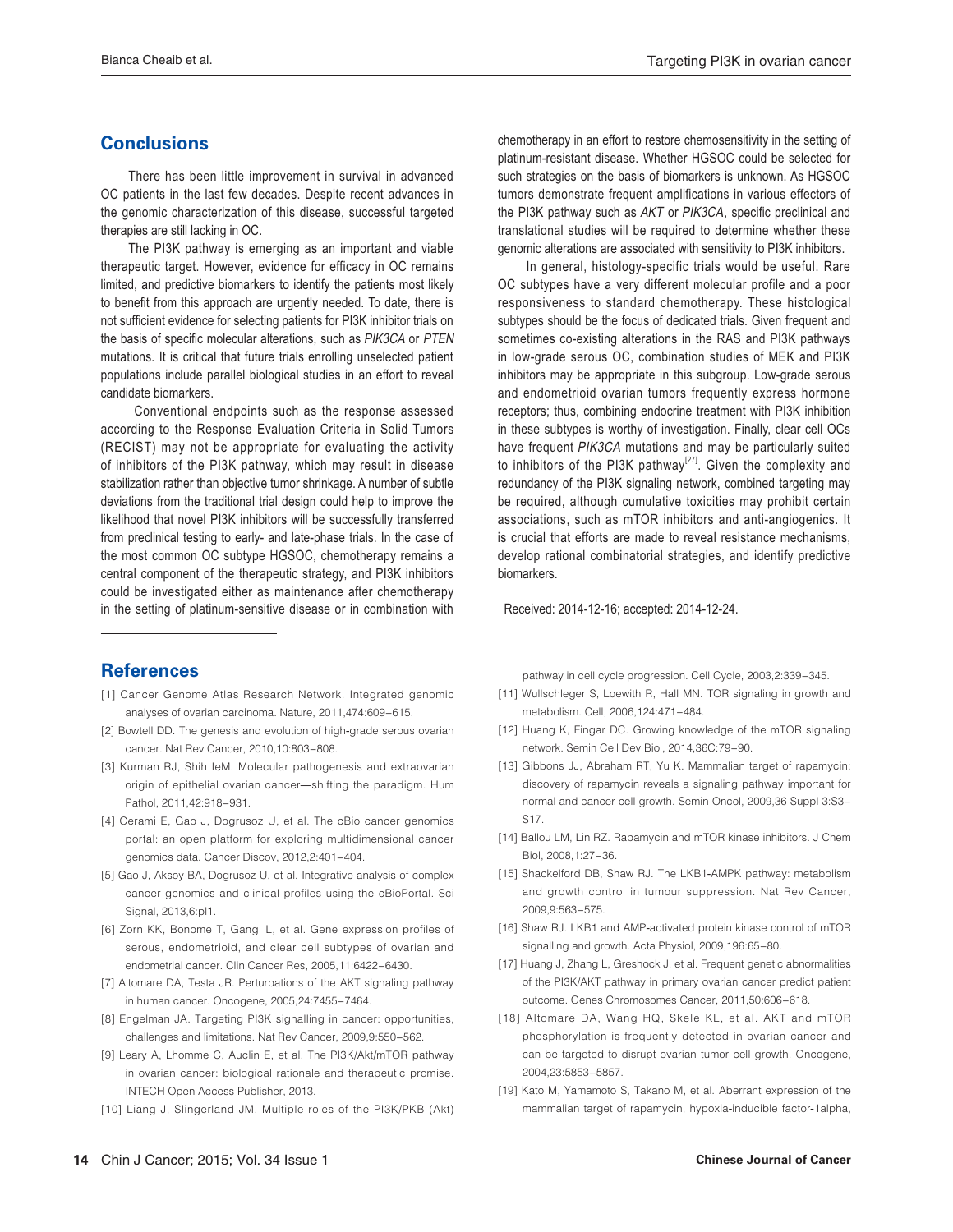## Conclusions

There has been little improvement in survival in advanced OC patients in the last few decades. Despite recent advances in the genomic characterization of this disease, successful targeted therapies are still lacking in OC.

The PI3K pathway is emerging as an important and viable therapeutic target. However, evidence for efficacy in OC remains limited, and predictive biomarkers to identify the patients most likely to benefit from this approach are urgently needed. To date, there is not sufficient evidence for selecting patients for PI3K inhibitor trials on the basis of specific molecular alterations, such as *PIK3CA* or *PTEN* mutations. It is critical that future trials enrolling unselected patient populations include parallel biological studies in an effort to reveal candidate biomarkers.

Conventional endpoints such as the response assessed according to the Response Evaluation Criteria in Solid Tumors (RECIST) may not be appropriate for evaluating the activity of inhibitors of the PI3K pathway, which may result in disease stabilization rather than objective tumor shrinkage. A number of subtle deviations from the traditional trial design could help to improve the likelihood that novel PI3K inhibitors will be successfully transferred from preclinical testing to early- and late-phase trials. In the case of the most common OC subtype HGSOC, chemotherapy remains a central component of the therapeutic strategy, and PI3K inhibitors could be investigated either as maintenance after chemotherapy in the setting of platinum-sensitive disease or in combination with chemotherapy in an effort to restore chemosensitivity in the setting of platinum-resistant disease. Whether HGSOC could be selected for such strategies on the basis of biomarkers is unknown. As HGSOC tumors demonstrate frequent amplifications in various effectors of the PI3K pathway such as *AKT* or *PIK3CA*, specific preclinical and translational studies will be required to determine whether these genomic alterations are associated with sensitivity to PI3K inhibitors.

In general, histology-specific trials would be useful. Rare OC subtypes have a very different molecular profile and a poor responsiveness to standard chemotherapy. These histological subtypes should be the focus of dedicated trials. Given frequent and sometimes co-existing alterations in the RAS and PI3K pathways in low-grade serous OC, combination studies of MEK and PI3K inhibitors may be appropriate in this subgroup. Low-grade serous and endometrioid ovarian tumors frequently express hormone receptors; thus, combining endocrine treatment with PI3K inhibition in these subtypes is worthy of investigation. Finally, clear cell OCs have frequent *PIK3CA* mutations and may be particularly suited to inhibitors of the PI3K pathway[27]. Given the complexity and redundancy of the PI3K signaling network, combined targeting may be required, although cumulative toxicities may prohibit certain associations, such as mTOR inhibitors and anti-angiogenics. It is crucial that efforts are made to reveal resistance mechanisms, develop rational combinatorial strategies, and identify predictive biomarkers.

Received: 2014-12-16; accepted: 2014-12-24.

## References

[1] Cancer Genome Atlas Research Network. Integrated genomic analyses of ovarian carcinoma. Nature, 2011,474:609–615.

[2] Bowtell DD. The genesis and evolution of high-grade serous ovarian cancer. Nat Rev Cancer, 2010,10:803–808.

[3] Kurman RJ, Shih IeM. Molecular pathogenesis and extraovarian origin of epithelial ovarian cancer—shifting the paradigm. Hum Pathol, 2011,42:918–931.

[4] Cerami E, Gao J, Dogrusoz U, et al. The cBio cancer genomics portal: an open platform for exploring multidimensional cancer genomics data. Cancer Discov, 2012,2:401–404.

[5] Gao J, Aksoy BA, Dogrusoz U, et al. Integrative analysis of complex cancer genomics and clinical profiles using the cBioPortal. Sci Signal, 2013,6:pl1.

[6] Zorn KK, Bonome T, Gangi L, et al. Gene expression profiles of serous, endometrioid, and clear cell subtypes of ovarian and endometrial cancer. Clin Cancer Res, 2005,11:6422–6430.

[7] Altomare DA, Testa JR. Perturbations of the AKT signaling pathway in human cancer. Oncogene, 2005,24:7455–7464.

[8] Engelman JA. Targeting PI3K signalling in cancer: opportunities, challenges and limitations. Nat Rev Cancer, 2009,9:550–562.

[9] Leary A, Lhomme C, Auclin E, et al. The PI3K/Akt/mTOR pathway in ovarian cancer: biological rationale and therapeutic promise. INTECH Open Access Publisher, 2013.

[10] Liang J, Slingerland JM. Multiple roles of the PI3K/PKB (Akt) pathway in cell cycle progression. Cell Cycle, 2003,2:339–345.

[11] Wullschleger S, Loewith R, Hall MN. TOR signaling in growth and metabolism. Cell, 2006,124:471–484.

[12] Huang K, Fingar DC. Growing knowledge of the mTOR signaling network. Semin Cell Dev Biol, 2014,36C:79–90.

[13] Gibbons JJ, Abraham RT, Yu K. Mammalian target of rapamycin: discovery of rapamycin reveals a signaling pathway important for normal and cancer cell growth. Semin Oncol, 2009,36 Suppl 3:S3–S17.

[14] Ballou LM, Lin RZ. Rapamycin and mTOR kinase inhibitors. J Chem Biol, 2008,1:27–36.

[15] Shackelford DB, Shaw RJ. The LKB1-AMPK pathway: metabolism and growth control in tumour suppression. Nat Rev Cancer, 2009,9:563–575.

[16] Shaw RJ. LKB1 and AMP-activated protein kinase control of mTOR signalling and growth. Acta Physiol, 2009,196:65–80.

[17] Huang J, Zhang L, Greshock J, et al. Frequent genetic abnormalities of the PI3K/AKT pathway in primary ovarian cancer predict patient outcome. Genes Chromosomes Cancer, 2011,50:606–618.

[18] Altomare DA, Wang HQ, Skele KL, et al. AKT and mTOR phosphorylation is frequently detected in ovarian cancer and can be targeted to disrupt ovarian tumor cell growth. Oncogene, 2004,23:5853–5857.

[19] Kato M, Yamamoto S, Takano M, et al. Aberrant expression of the mammalian target of rapamycin, hypoxia-inducible factor-1alpha,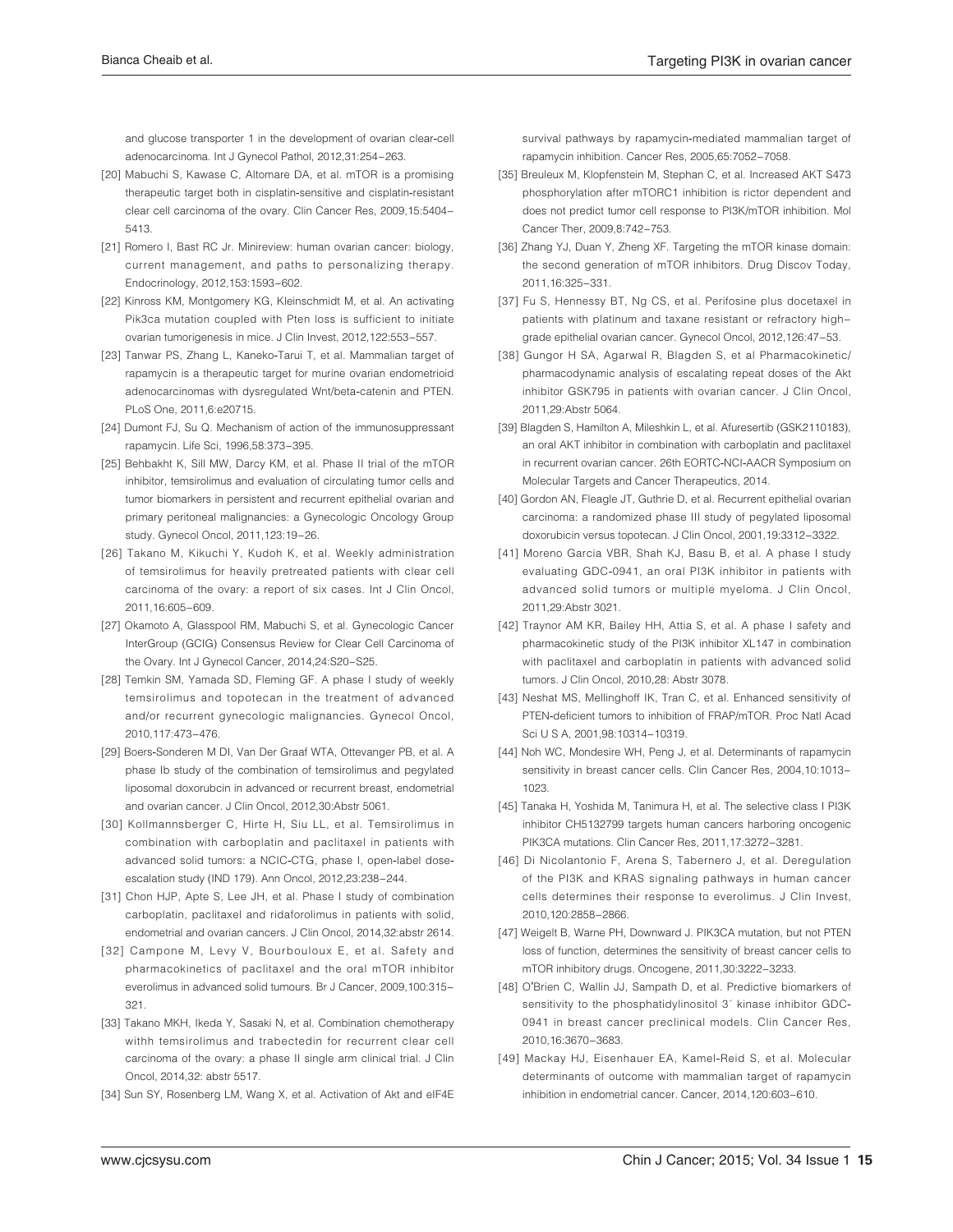and glucose transporter 1 in the development of ovarian clear-cell adenocarcinoma. Int J Gynecol Pathol, 2012,31:254–263.

[20] Mabuchi S, Kawase C, Altomare DA, et al. mTOR is a promising therapeutic target both in cisplatin-sensitive and cisplatin-resistant clear cell carcinoma of the ovary. Clin Cancer Res, 2009,15:5404–5413.

[21] Romero I, Bast RC Jr. Minireview: human ovarian cancer: biology, current management, and paths to personalizing therapy. Endocrinology, 2012,153:1593–602.

[22] Kinross KM, Montgomery KG, Kleinschmidt M, et al. An activating Pik3ca mutation coupled with Pten loss is sufficient to initiate ovarian tumorigenesis in mice. J Clin Invest, 2012,122:553–557.

[23] Tanwar PS, Zhang L, Kaneko-Tarui T, et al. Mammalian target of rapamycin is a therapeutic target for murine ovarian endometrioid adenocarcinomas with dysregulated Wnt/beta-catenin and PTEN. PLoS One, 2011,6:e20715.

[24] Dumont FJ, Su Q. Mechanism of action of the immunosuppressant rapamycin. Life Sci, 1996,58:373–395.

[25] Behbakht K, Sill MW, Darcy KM, et al. Phase II trial of the mTOR inhibitor, temsirolimus and evaluation of circulating tumor cells and tumor biomarkers in persistent and recurrent epithelial ovarian and primary peritoneal malignancies: a Gynecologic Oncology Group study. Gynecol Oncol, 2011,123:19–26.

[26] Takano M, Kikuchi Y, Kudoh K, et al. Weekly administration of temsirolimus for heavily pretreated patients with clear cell carcinoma of the ovary: a report of six cases. Int J Clin Oncol, 2011,16:605–609.

[27] Okamoto A, Glasspool RM, Mabuchi S, et al. Gynecologic Cancer InterGroup (GCIG) Consensus Review for Clear Cell Carcinoma of the Ovary. Int J Gynecol Cancer, 2014,24:S20–S25.

[28] Temkin SM, Yamada SD, Fleming GF. A phase I study of weekly temsirolimus and topotecan in the treatment of advanced and/or recurrent gynecologic malignancies. Gynecol Oncol, 2010,117:473–476.

[29] Boers-Sonderen M DI, Van Der Graaf WTA, Ottevanger PB, et al. A phase Ib study of the combination of temsirolimus and pegylated liposomal doxorubcin in advanced or recurrent breast, endometrial and ovarian cancer. J Clin Oncol, 2012,30:Abstr 5061.

[30] Kollmannsberger C, Hirte H, Siu LL, et al. Temsirolimus in combination with carboplatin and paclitaxel in patients with advanced solid tumors: a NCIC-CTG, phase I, open-label dose-escalation study (IND 179). Ann Oncol, 2012,23:238–244.

[31] Chon HJP, Apte S, Lee JH, et al. Phase I study of combination carboplatin, paclitaxel and ridaforolimus in patients with solid, endometrial and ovarian cancers. J Clin Oncol, 2014,32:abstr 2614.

[32] Campone M, Levy V, Bourbouloux E, et al. Safety and pharmacokinetics of paclitaxel and the oral mTOR inhibitor everolimus in advanced solid tumours. Br J Cancer, 2009,100:315–321.

[33] Takano MKH, Ikeda Y, Sasaki N, et al. Combination chemotherapy withh temsirolimus and trabectedin for recurrent clear cell carcinoma of the ovary: a phase II single arm clinical trial. J Clin Oncol, 2014,32: abstr 5517.

[34] Sun SY, Rosenberg LM, Wang X, et al. Activation of Akt and eIF4E survival pathways by rapamycin-mediated mammalian target of rapamycin inhibition. Cancer Res, 2005,65:7052–7058.

[35] Breuleux M, Klopfenstein M, Stephan C, et al. Increased AKT S473 phosphorylation after mTORC1 inhibition is rictor dependent and does not predict tumor cell response to PI3K/mTOR inhibition. Mol Cancer Ther, 2009,8:742–753.

[36] Zhang YJ, Duan Y, Zheng XF. Targeting the mTOR kinase domain: the second generation of mTOR inhibitors. Drug Discov Today, 2011,16:325–331.

[37] Fu S, Hennessy BT, Ng CS, et al. Perifosine plus docetaxel in patients with platinum and taxane resistant or refractory high-grade epithelial ovarian cancer. Gynecol Oncol, 2012,126:47–53.

[38] Gungor H SA, Agarwal R, Blagden S, et al Pharmacokinetic/pharmacodynamic analysis of escalating repeat doses of the Akt inhibitor GSK795 in patients with ovarian cancer. J Clin Oncol, 2011,29:Abstr 5064.

[39] Blagden S, Hamilton A, Mileshkin L, et al. Afuresertib (GSK2110183), an oral AKT inhibitor in combination with carboplatin and paclitaxel in recurrent ovarian cancer. 26th EORTC-NCI-AACR Symposium on Molecular Targets and Cancer Therapeutics, 2014.

[40] Gordon AN, Fleagle JT, Guthrie D, et al. Recurrent epithelial ovarian carcinoma: a randomized phase III study of pegylated liposomal doxorubicin versus topotecan. J Clin Oncol, 2001,19:3312–3322.

[41] Moreno Garcia VBR, Shah KJ, Basu B, et al. A phase I study evaluating GDC-0941, an oral PI3K inhibitor in patients with advanced solid tumors or multiple myeloma. J Clin Oncol, 2011,29:Abstr 3021.

[42] Traynor AM KR, Bailey HH, Attia S, et al. A phase I safety and pharmacokinetic study of the PI3K inhibitor XL147 in combination with paclitaxel and carboplatin in patients with advanced solid tumors. J Clin Oncol, 2010,28: Abstr 3078.

[43] Neshat MS, Mellinghoff IK, Tran C, et al. Enhanced sensitivity of PTEN-deficient tumors to inhibition of FRAP/mTOR. Proc Natl Acad Sci U S A, 2001,98:10314–10319.

[44] Noh WC, Mondesire WH, Peng J, et al. Determinants of rapamycin sensitivity in breast cancer cells. Clin Cancer Res, 2004,10:1013–1023.

[45] Tanaka H, Yoshida M, Tanimura H, et al. The selective class I PI3K inhibitor CH5132799 targets human cancers harboring oncogenic PIK3CA mutations. Clin Cancer Res, 2011,17:3272–3281.

[46] Di Nicolantonio F, Arena S, Tabernero J, et al. Deregulation of the PI3K and KRAS signaling pathways in human cancer cells determines their response to everolimus. J Clin Invest, 2010,120:2858–2866.

[47] Weigelt B, Warne PH, Downward J. PIK3CA mutation, but not PTEN loss of function, determines the sensitivity of breast cancer cells to mTOR inhibitory drugs. Oncogene, 2011,30:3222–3233.

[48] O'Brien C, Wallin JJ, Sampath D, et al. Predictive biomarkers of sensitivity to the phosphatidylinositol 3′ kinase inhibitor GDC-0941 in breast cancer preclinical models. Clin Cancer Res, 2010,16:3670–3683.

[49] Mackay HJ, Eisenhauer EA, Kamel-Reid S, et al. Molecular determinants of outcome with mammalian target of rapamycin inhibition in endometrial cancer. Cancer, 2014,120:603–610.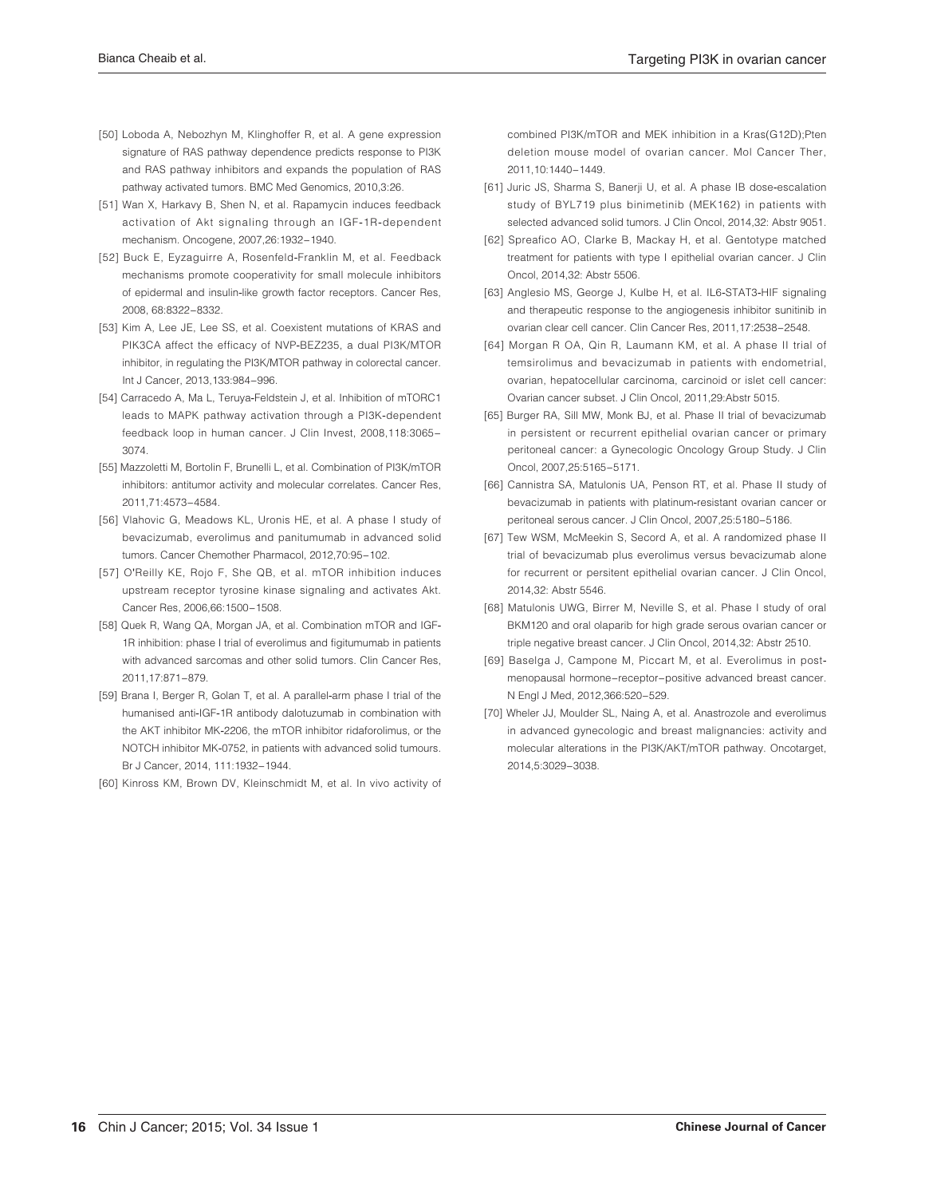[50] Loboda A, Nebozhyn M, Klinghoffer R, et al. A gene expression signature of RAS pathway dependence predicts response to PI3K and RAS pathway inhibitors and expands the population of RAS pathway activated tumors. BMC Med Genomics, 2010,3:26.

[51] Wan X, Harkavy B, Shen N, et al. Rapamycin induces feedback activation of Akt signaling through an IGF-1R-dependent mechanism. Oncogene, 2007,26:1932–1940.

[52] Buck E, Eyzaguirre A, Rosenfeld-Franklin M, et al. Feedback mechanisms promote cooperativity for small molecule inhibitors of epidermal and insulin-like growth factor receptors. Cancer Res, 2008, 68:8322–8332.

[53] Kim A, Lee JE, Lee SS, et al. Coexistent mutations of KRAS and PIK3CA affect the efficacy of NVP-BEZ235, a dual PI3K/MTOR inhibitor, in regulating the PI3K/MTOR pathway in colorectal cancer. Int J Cancer, 2013,133:984–996.

[54] Carracedo A, Ma L, Teruya-Feldstein J, et al. Inhibition of mTORC1 leads to MAPK pathway activation through a PI3K-dependent feedback loop in human cancer. J Clin Invest, 2008,118:3065–3074.

[55] Mazzoletti M, Bortolin F, Brunelli L, et al. Combination of PI3K/mTOR inhibitors: antitumor activity and molecular correlates. Cancer Res, 2011,71:4573–4584.

[56] Vlahovic G, Meadows KL, Uronis HE, et al. A phase I study of bevacizumab, everolimus and panitumumab in advanced solid tumors. Cancer Chemother Pharmacol, 2012,70:95–102.

[57] O'Reilly KE, Rojo F, She QB, et al. mTOR inhibition induces upstream receptor tyrosine kinase signaling and activates Akt. Cancer Res, 2006,66:1500–1508.

[58] Quek R, Wang QA, Morgan JA, et al. Combination mTOR and IGF-1R inhibition: phase I trial of everolimus and figitumumab in patients with advanced sarcomas and other solid tumors. Clin Cancer Res, 2011,17:871–879.

[59] Brana I, Berger R, Golan T, et al. A parallel-arm phase I trial of the humanised anti-IGF-1R antibody dalotuzumab in combination with the AKT inhibitor MK-2206, the mTOR inhibitor ridaforolimus, or the NOTCH inhibitor MK-0752, in patients with advanced solid tumours. Br J Cancer, 2014, 111:1932–1944.

[60] Kinross KM, Brown DV, Kleinschmidt M, et al. In vivo activity of combined PI3K/mTOR and MEK inhibition in a Kras(G12D);Pten deletion mouse model of ovarian cancer. Mol Cancer Ther, 2011,10:1440–1449.

[61] Juric JS, Sharma S, Banerji U, et al. A phase IB dose-escalation study of BYL719 plus binimetinib (MEK162) in patients with selected advanced solid tumors. J Clin Oncol, 2014,32: Abstr 9051.

[62] Spreafico AO, Clarke B, Mackay H, et al. Gentotype matched treatment for patients with type I epithelial ovarian cancer. J Clin Oncol, 2014,32: Abstr 5506.

[63] Anglesio MS, George J, Kulbe H, et al. IL6-STAT3-HIF signaling and therapeutic response to the angiogenesis inhibitor sunitinib in ovarian clear cell cancer. Clin Cancer Res, 2011,17:2538–2548.

[64] Morgan R OA, Qin R, Laumann KM, et al. A phase II trial of temsirolimus and bevacizumab in patients with endometrial, ovarian, hepatocellular carcinoma, carcinoid or islet cell cancer: Ovarian cancer subset. J Clin Oncol, 2011,29:Abstr 5015.

[65] Burger RA, Sill MW, Monk BJ, et al. Phase II trial of bevacizumab in persistent or recurrent epithelial ovarian cancer or primary peritoneal cancer: a Gynecologic Oncology Group Study. J Clin Oncol, 2007,25:5165–5171.

[66] Cannistra SA, Matulonis UA, Penson RT, et al. Phase II study of bevacizumab in patients with platinum-resistant ovarian cancer or peritoneal serous cancer. J Clin Oncol, 2007,25:5180–5186.

[67] Tew WSM, McMeekin S, Secord A, et al. A randomized phase II trial of bevacizumab plus everolimus versus bevacizumab alone for recurrent or persitent epithelial ovarian cancer. J Clin Oncol, 2014,32: Abstr 5546.

[68] Matulonis UWG, Birrer M, Neville S, et al. Phase I study of oral BKM120 and oral olaparib for high grade serous ovarian cancer or triple negative breast cancer. J Clin Oncol, 2014,32: Abstr 2510.

[69] Baselga J, Campone M, Piccart M, et al. Everolimus in postmenopausal hormone–receptor–positive advanced breast cancer. N Engl J Med, 2012,366:520–529.

[70] Wheler JJ, Moulder SL, Naing A, et al. Anastrozole and everolimus in advanced gynecologic and breast malignancies: activity and molecular alterations in the PI3K/AKT/mTOR pathway. Oncotarget, 2014,5:3029–3038.